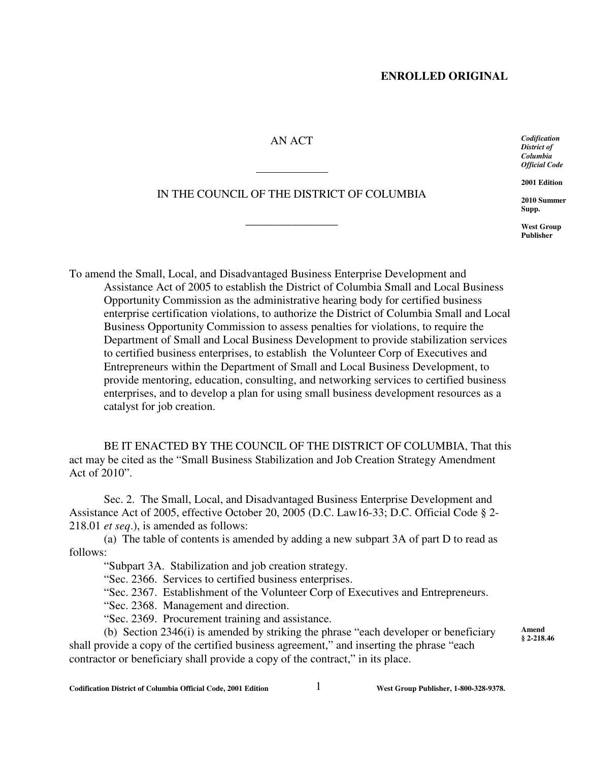**ENROLLED ORIGINAL**

AN ACT

______________

IN THE COUNCIL OF THE DISTRICT OF COLUMBIA

__________________

*Codification District of Columbia Official Code*

**2001 Edition**

**2010 Summer Supp.**

**West Group Publisher**

To amend the Small, Local, and Disadvantaged Business Enterprise Development and Assistance Act of 2005 to establish the District of Columbia Small and Local Business Opportunity Commission as the administrative hearing body for certified business enterprise certification violations, to authorize the District of Columbia Small and Local Business Opportunity Commission to assess penalties for violations, to require the Department of Small and Local Business Development to provide stabilization services to certified business enterprises, to establish the Volunteer Corp of Executives and Entrepreneurs within the Department of Small and Local Business Development, to provide mentoring, education, consulting, and networking services to certified business enterprises, and to develop a plan for using small business development resources as a catalyst for job creation.

BE IT ENACTED BY THE COUNCIL OF THE DISTRICT OF COLUMBIA, That this act may be cited as the "Small Business Stabilization and Job Creation Strategy Amendment Act of 2010".

Sec. 2. The Small, Local, and Disadvantaged Business Enterprise Development and Assistance Act of 2005, effective October 20, 2005 (D.C. Law16-33; D.C. Official Code § 2-218.01 *et seq*.), is amended as follows:

(a) The table of contents is amended by adding a new subpart 3A of part D to read as follows:

"Subpart 3A. Stabilization and job creation strategy.

"Sec. 2366. Services to certified business enterprises.

"Sec. 2367. Establishment of the Volunteer Corp of Executives and Entrepreneurs.

"Sec. 2368. Management and direction.

"Sec. 2369. Procurement training and assistance.

(b) Section 2346(i) is amended by striking the phrase "each developer or beneficiary shall provide a copy of the certified business agreement," and inserting the phrase "each contractor or beneficiary shall provide a copy of the contract," in its place.

**Amend § 2-218.46**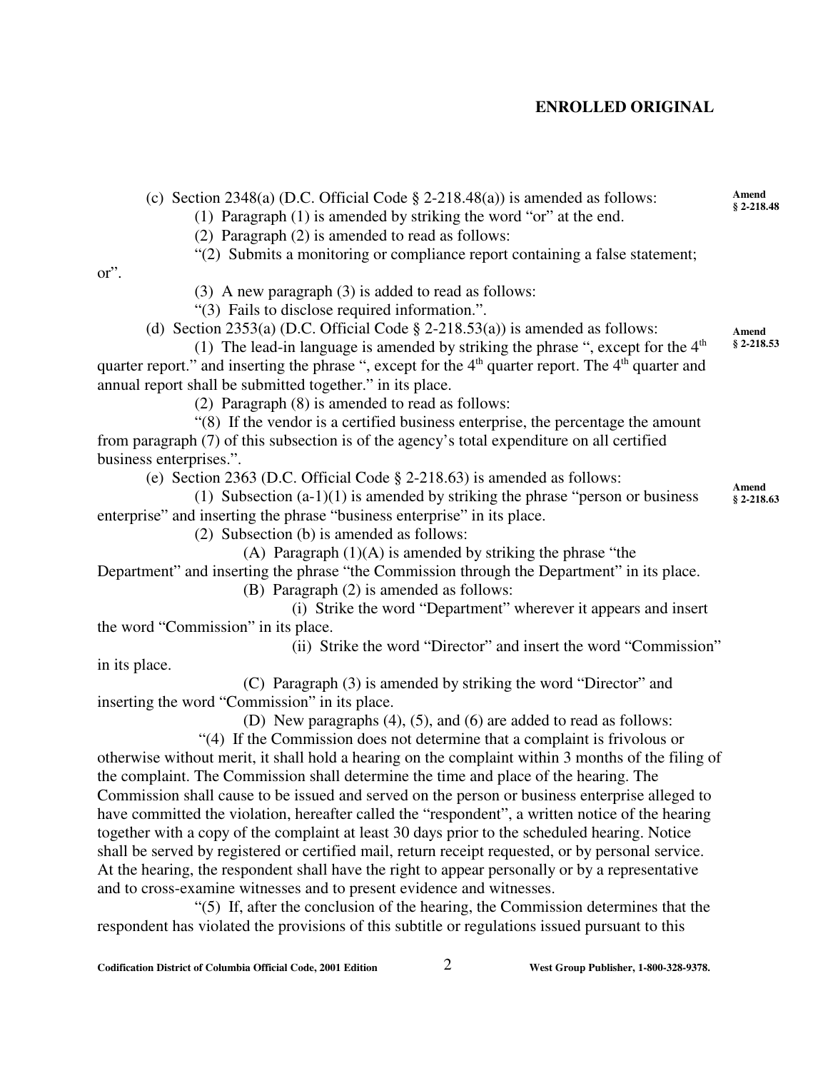**ENROLLED ORIGINAL**

(c) Section 2348(a) (D.C. Official Code § 2-218.48(a)) is amended as follows:

**Amend § 2-218.48**

(1) Paragraph (1) is amended by striking the word "or" at the end.

(2) Paragraph (2) is amended to read as follows:

"(2) Submits a monitoring or compliance report containing a false statement; or".

(3) A new paragraph (3) is added to read as follows:

"(3) Fails to disclose required information.".

(d) Section 2353(a) (D.C. Official Code § 2-218.53(a)) is amended as follows:

**Amend § 2-218.53**

(1) The lead-in language is amended by striking the phrase ", except for the 4th quarter report." and inserting the phrase ", except for the 4th quarter report. The 4th quarter and annual report shall be submitted together." in its place.

(2) Paragraph (8) is amended to read as follows:

"(8) If the vendor is a certified business enterprise, the percentage the amount from paragraph (7) of this subsection is of the agency's total expenditure on all certified business enterprises.".

(e) Section 2363 (D.C. Official Code § 2-218.63) is amended as follows:

**Amend § 2-218.63**

(1) Subsection (a-1)(1) is amended by striking the phrase "person or business enterprise" and inserting the phrase "business enterprise" in its place.

(2) Subsection (b) is amended as follows:

(A) Paragraph (1)(A) is amended by striking the phrase "the Department" and inserting the phrase "the Commission through the Department" in its place.

(B) Paragraph (2) is amended as follows:

(i) Strike the word "Department" wherever it appears and insert the word "Commission" in its place.

(ii) Strike the word "Director" and insert the word "Commission" in its place.

(C) Paragraph (3) is amended by striking the word "Director" and inserting the word "Commission" in its place.

(D) New paragraphs (4), (5), and (6) are added to read as follows:

"(4) If the Commission does not determine that a complaint is frivolous or otherwise without merit, it shall hold a hearing on the complaint within 3 months of the filing of the complaint. The Commission shall determine the time and place of the hearing. The Commission shall cause to be issued and served on the person or business enterprise alleged to have committed the violation, hereafter called the "respondent", a written notice of the hearing together with a copy of the complaint at least 30 days prior to the scheduled hearing. Notice shall be served by registered or certified mail, return receipt requested, or by personal service. At the hearing, the respondent shall have the right to appear personally or by a representative and to cross-examine witnesses and to present evidence and witnesses.

"(5) If, after the conclusion of the hearing, the Commission determines that the respondent has violated the provisions of this subtitle or regulations issued pursuant to this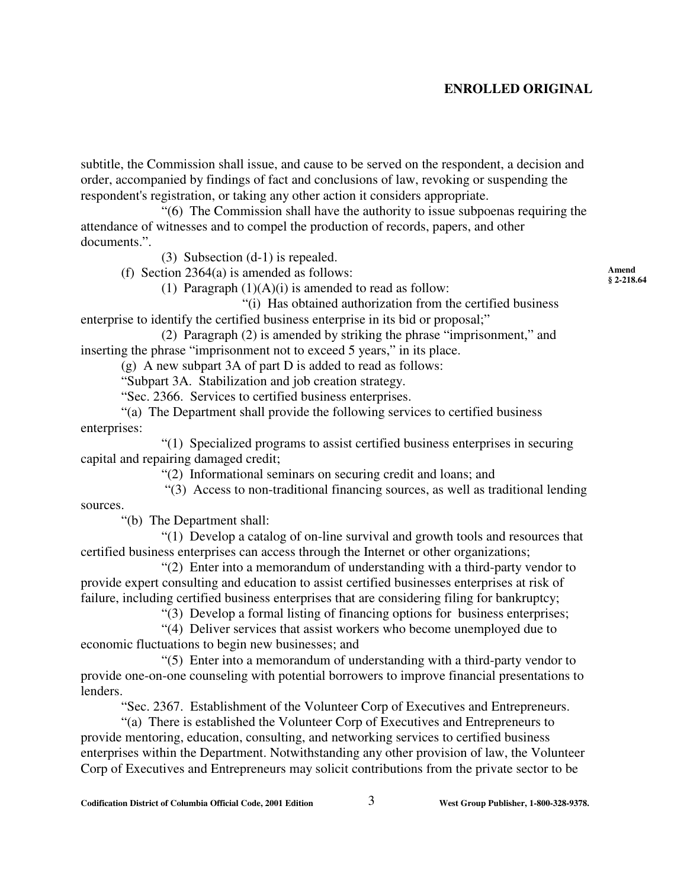subtitle, the Commission shall issue, and cause to be served on the respondent, a decision and order, accompanied by findings of fact and conclusions of law, revoking or suspending the respondent's registration, or taking any other action it considers appropriate.

"(6) The Commission shall have the authority to issue subpoenas requiring the attendance of witnesses and to compel the production of records, papers, and other documents.".

(3) Subsection (d-1) is repealed.

(f) Section 2364(a) is amended as follows:

Amend § 2-218.64

(1) Paragraph (1)(A)(i) is amended to read as follow:

"(i) Has obtained authorization from the certified business enterprise to identify the certified business enterprise in its bid or proposal;"

(2) Paragraph (2) is amended by striking the phrase "imprisonment," and inserting the phrase "imprisonment not to exceed 5 years," in its place.

(g) A new subpart 3A of part D is added to read as follows:

"Subpart 3A. Stabilization and job creation strategy.

"Sec. 2366. Services to certified business enterprises.

"(a) The Department shall provide the following services to certified business enterprises:

"(1) Specialized programs to assist certified business enterprises in securing capital and repairing damaged credit;

"(2) Informational seminars on securing credit and loans; and

"(3) Access to non-traditional financing sources, as well as traditional lending sources.

"(b) The Department shall:

"(1) Develop a catalog of on-line survival and growth tools and resources that certified business enterprises can access through the Internet or other organizations;

"(2) Enter into a memorandum of understanding with a third-party vendor to provide expert consulting and education to assist certified businesses enterprises at risk of failure, including certified business enterprises that are considering filing for bankruptcy;

"(3) Develop a formal listing of financing options for business enterprises;

"(4) Deliver services that assist workers who become unemployed due to economic fluctuations to begin new businesses; and

"(5) Enter into a memorandum of understanding with a third-party vendor to provide one-on-one counseling with potential borrowers to improve financial presentations to lenders.

"Sec. 2367. Establishment of the Volunteer Corp of Executives and Entrepreneurs.

"(a) There is established the Volunteer Corp of Executives and Entrepreneurs to provide mentoring, education, consulting, and networking services to certified business enterprises within the Department. Notwithstanding any other provision of law, the Volunteer Corp of Executives and Entrepreneurs may solicit contributions from the private sector to be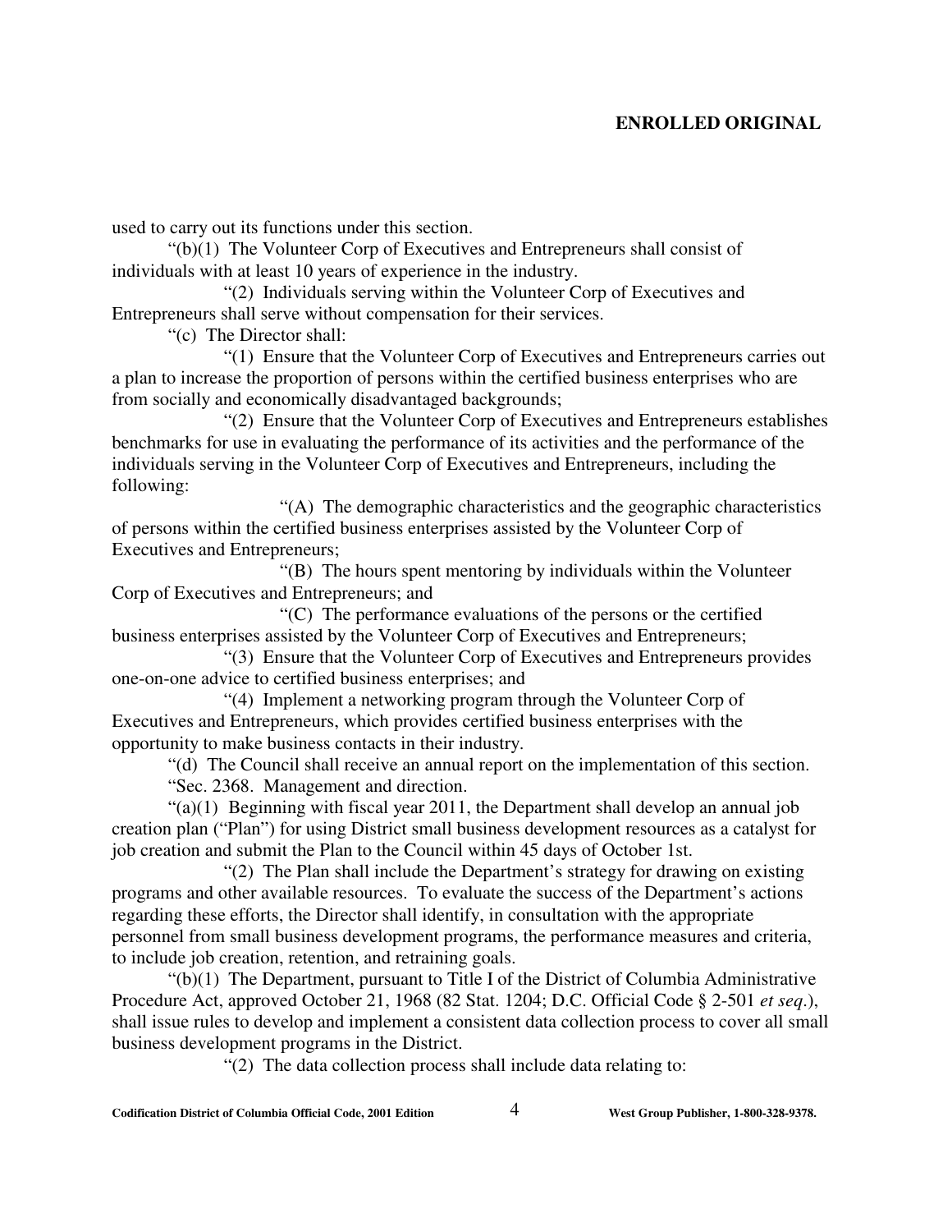used to carry out its functions under this section.

"(b)(1) The Volunteer Corp of Executives and Entrepreneurs shall consist of individuals with at least 10 years of experience in the industry.

"(2) Individuals serving within the Volunteer Corp of Executives and Entrepreneurs shall serve without compensation for their services.

"(c) The Director shall:

"(1) Ensure that the Volunteer Corp of Executives and Entrepreneurs carries out a plan to increase the proportion of persons within the certified business enterprises who are from socially and economically disadvantaged backgrounds;

"(2) Ensure that the Volunteer Corp of Executives and Entrepreneurs establishes benchmarks for use in evaluating the performance of its activities and the performance of the individuals serving in the Volunteer Corp of Executives and Entrepreneurs, including the following:

"(A) The demographic characteristics and the geographic characteristics of persons within the certified business enterprises assisted by the Volunteer Corp of Executives and Entrepreneurs;

"(B) The hours spent mentoring by individuals within the Volunteer Corp of Executives and Entrepreneurs; and

"(C) The performance evaluations of the persons or the certified business enterprises assisted by the Volunteer Corp of Executives and Entrepreneurs;

"(3) Ensure that the Volunteer Corp of Executives and Entrepreneurs provides one-on-one advice to certified business enterprises; and

"(4) Implement a networking program through the Volunteer Corp of Executives and Entrepreneurs, which provides certified business enterprises with the opportunity to make business contacts in their industry.

"(d) The Council shall receive an annual report on the implementation of this section.

"Sec. 2368. Management and direction.

"(a)(1) Beginning with fiscal year 2011, the Department shall develop an annual job creation plan ("Plan") for using District small business development resources as a catalyst for job creation and submit the Plan to the Council within 45 days of October 1st.

"(2) The Plan shall include the Department's strategy for drawing on existing programs and other available resources. To evaluate the success of the Department's actions regarding these efforts, the Director shall identify, in consultation with the appropriate personnel from small business development programs, the performance measures and criteria, to include job creation, retention, and retraining goals.

"(b)(1) The Department, pursuant to Title I of the District of Columbia Administrative Procedure Act, approved October 21, 1968 (82 Stat. 1204; D.C. Official Code § 2-501 *et seq.*), shall issue rules to develop and implement a consistent data collection process to cover all small business development programs in the District.

"(2) The data collection process shall include data relating to: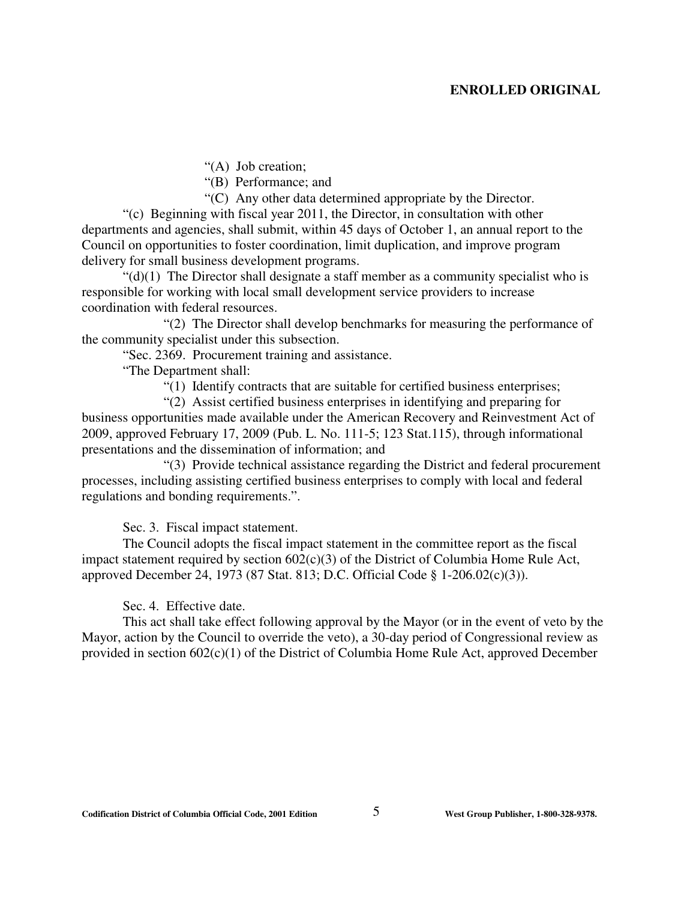"(A) Job creation;

"(B) Performance; and

"(C) Any other data determined appropriate by the Director.

"(c) Beginning with fiscal year 2011, the Director, in consultation with other departments and agencies, shall submit, within 45 days of October 1, an annual report to the Council on opportunities to foster coordination, limit duplication, and improve program delivery for small business development programs.

"(d)(1) The Director shall designate a staff member as a community specialist who is responsible for working with local small development service providers to increase coordination with federal resources.

"(2) The Director shall develop benchmarks for measuring the performance of the community specialist under this subsection.

"Sec. 2369. Procurement training and assistance.

"The Department shall:

"(1) Identify contracts that are suitable for certified business enterprises;

"(2) Assist certified business enterprises in identifying and preparing for business opportunities made available under the American Recovery and Reinvestment Act of 2009, approved February 17, 2009 (Pub. L. No. 111-5; 123 Stat.115), through informational presentations and the dissemination of information; and

"(3) Provide technical assistance regarding the District and federal procurement processes, including assisting certified business enterprises to comply with local and federal regulations and bonding requirements.".

Sec. 3. Fiscal impact statement.

The Council adopts the fiscal impact statement in the committee report as the fiscal impact statement required by section 602(c)(3) of the District of Columbia Home Rule Act, approved December 24, 1973 (87 Stat. 813; D.C. Official Code § 1-206.02(c)(3)).

Sec. 4. Effective date.

This act shall take effect following approval by the Mayor (or in the event of veto by the Mayor, action by the Council to override the veto), a 30-day period of Congressional review as provided in section 602(c)(1) of the District of Columbia Home Rule Act, approved December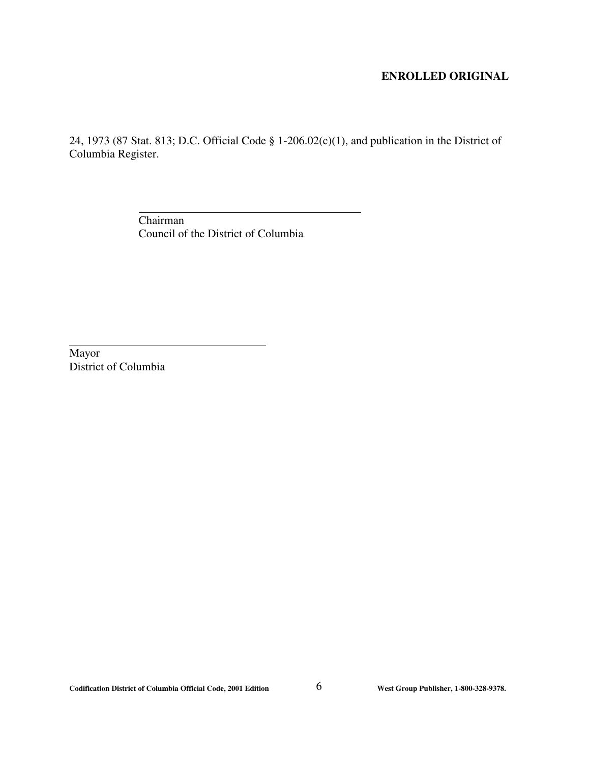**ENROLLED ORIGINAL**

24, 1973 (87 Stat. 813; D.C. Official Code § 1-206.02(c)(1), and publication in the District of Columbia Register.

\_\_\_\_\_\_\_\_\_\_\_\_\_\_\_\_\_\_\_\_\_\_\_\_\_\_\_\_\_\_\_\_\_\_\_\_\_\_\_\_
Chairman
Council of the District of Columbia

\_\_\_\_\_\_\_\_\_\_\_\_\_\_\_\_\_\_\_\_\_\_\_\_\_\_\_\_\_\_\_\_\_\_\_\_
Mayor
District of Columbia